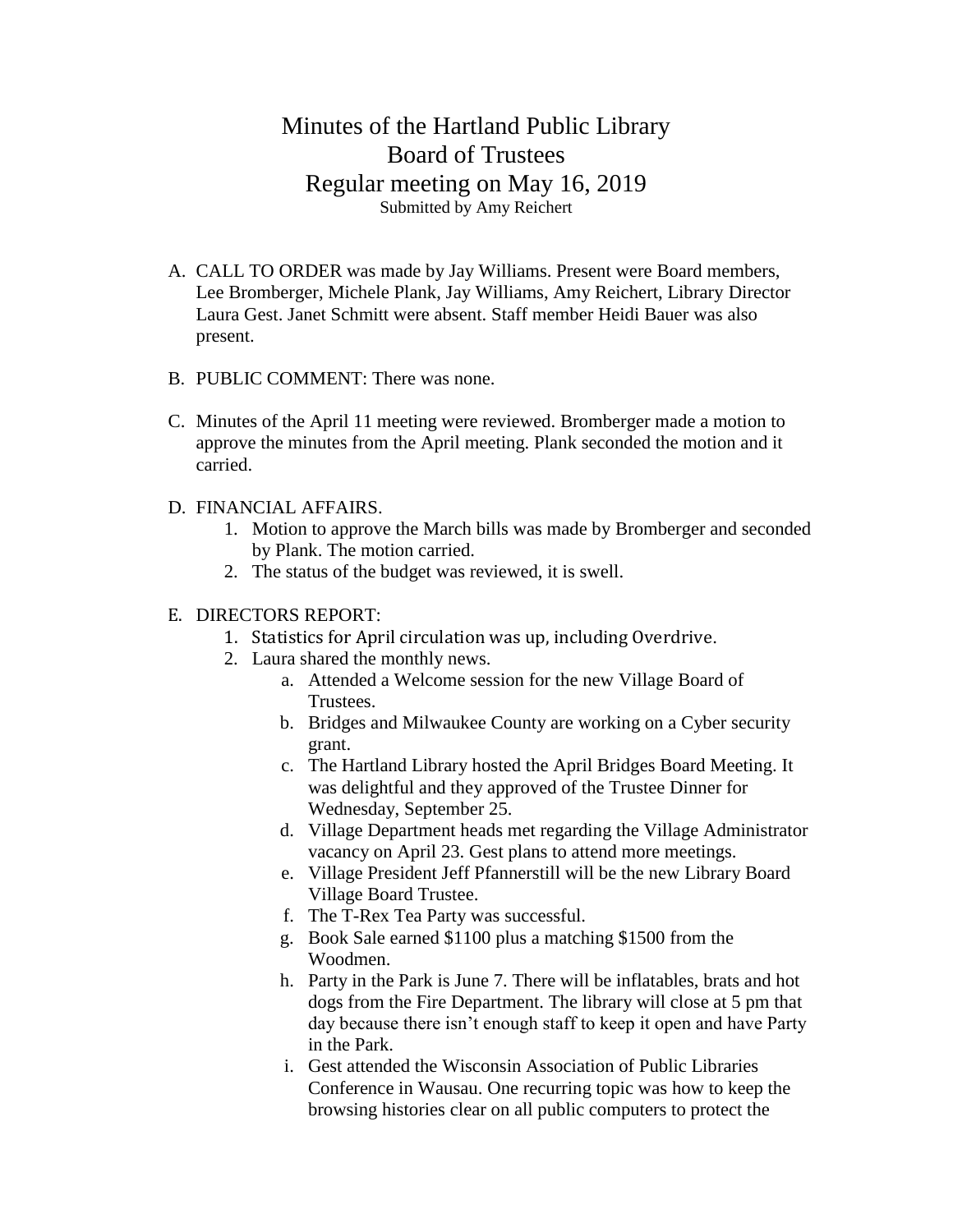# Minutes of the Hartland Public Library Board of Trustees Regular meeting on May 16, 2019

Submitted by Amy Reichert

A. CALL TO ORDER was made by Jay Williams. Present were Board members, Lee Bromberger, Michele Plank, Jay Williams, Amy Reichert, Library Director Laura Gest. Janet Schmitt were absent. Staff member Heidi Bauer was also present.

B. PUBLIC COMMENT: There was none.

C. Minutes of the April 11 meeting were reviewed. Bromberger made a motion to approve the minutes from the April meeting. Plank seconded the motion and it carried.

D. FINANCIAL AFFAIRS.
   1. Motion to approve the March bills was made by Bromberger and seconded by Plank. The motion carried.
   2. The status of the budget was reviewed, it is swell.

E. DIRECTORS REPORT:
   1. Statistics for April circulation was up, including Overdrive.
   2. Laura shared the monthly news.
      a. Attended a Welcome session for the new Village Board of Trustees.
      b. Bridges and Milwaukee County are working on a Cyber security grant.
      c. The Hartland Library hosted the April Bridges Board Meeting. It was delightful and they approved of the Trustee Dinner for Wednesday, September 25.
      d. Village Department heads met regarding the Village Administrator vacancy on April 23. Gest plans to attend more meetings.
      e. Village President Jeff Pfannerstill will be the new Library Board Village Board Trustee.
      f. The T-Rex Tea Party was successful.
      g. Book Sale earned $1100 plus a matching $1500 from the Woodmen.
      h. Party in the Park is June 7. There will be inflatables, brats and hot dogs from the Fire Department. The library will close at 5 pm that day because there isn't enough staff to keep it open and have Party in the Park.
      i. Gest attended the Wisconsin Association of Public Libraries Conference in Wausau. One recurring topic was how to keep the browsing histories clear on all public computers to protect the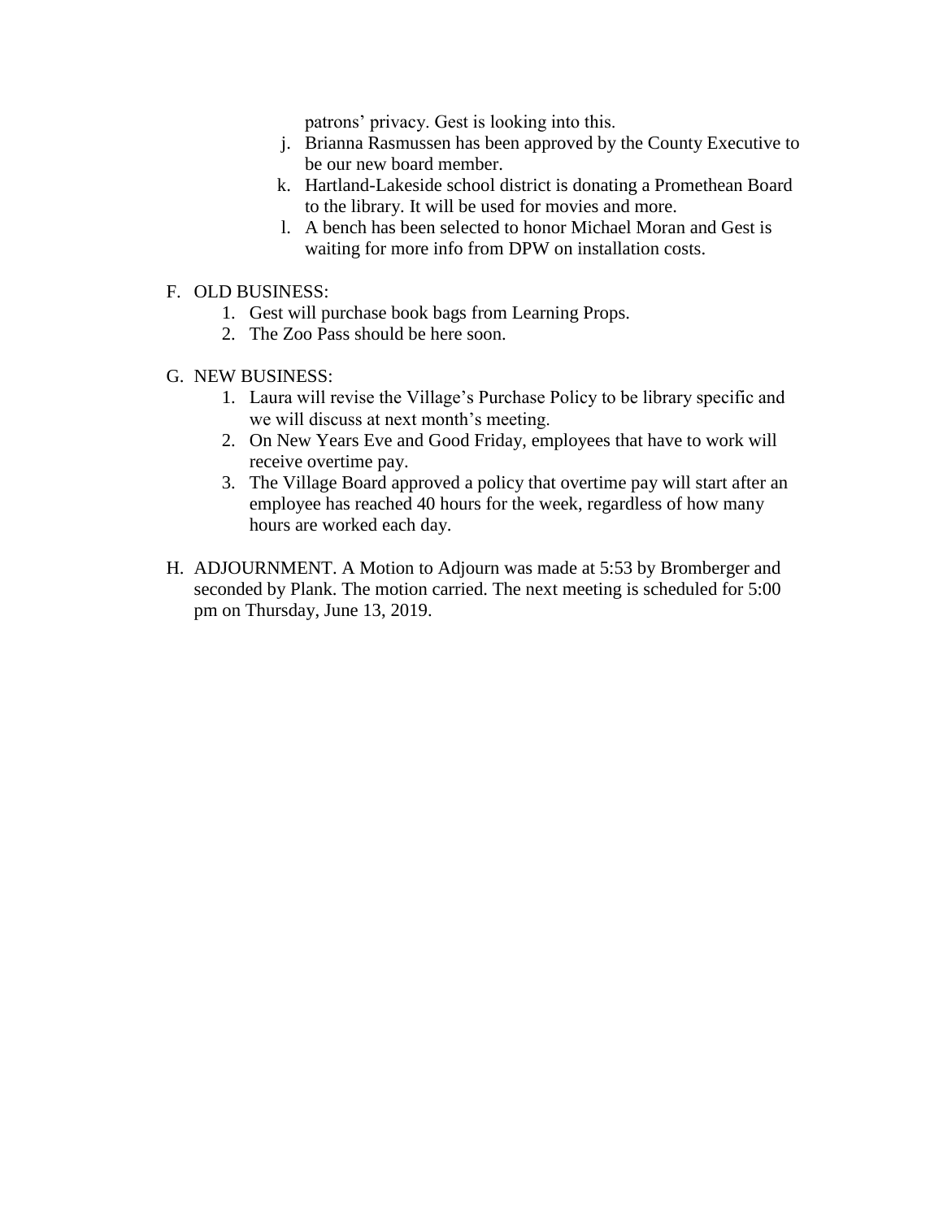patrons' privacy. Gest is looking into this.

j. Brianna Rasmussen has been approved by the County Executive to be our new board member.
k. Hartland-Lakeside school district is donating a Promethean Board to the library. It will be used for movies and more.
l. A bench has been selected to honor Michael Moran and Gest is waiting for more info from DPW on installation costs.

F. OLD BUSINESS:

1. Gest will purchase book bags from Learning Props.
2. The Zoo Pass should be here soon.

G. NEW BUSINESS:

1. Laura will revise the Village's Purchase Policy to be library specific and we will discuss at next month's meeting.
2. On New Years Eve and Good Friday, employees that have to work will receive overtime pay.
3. The Village Board approved a policy that overtime pay will start after an employee has reached 40 hours for the week, regardless of how many hours are worked each day.

H. ADJOURNMENT. A Motion to Adjourn was made at 5:53 by Bromberger and seconded by Plank. The motion carried. The next meeting is scheduled for 5:00 pm on Thursday, June 13, 2019.